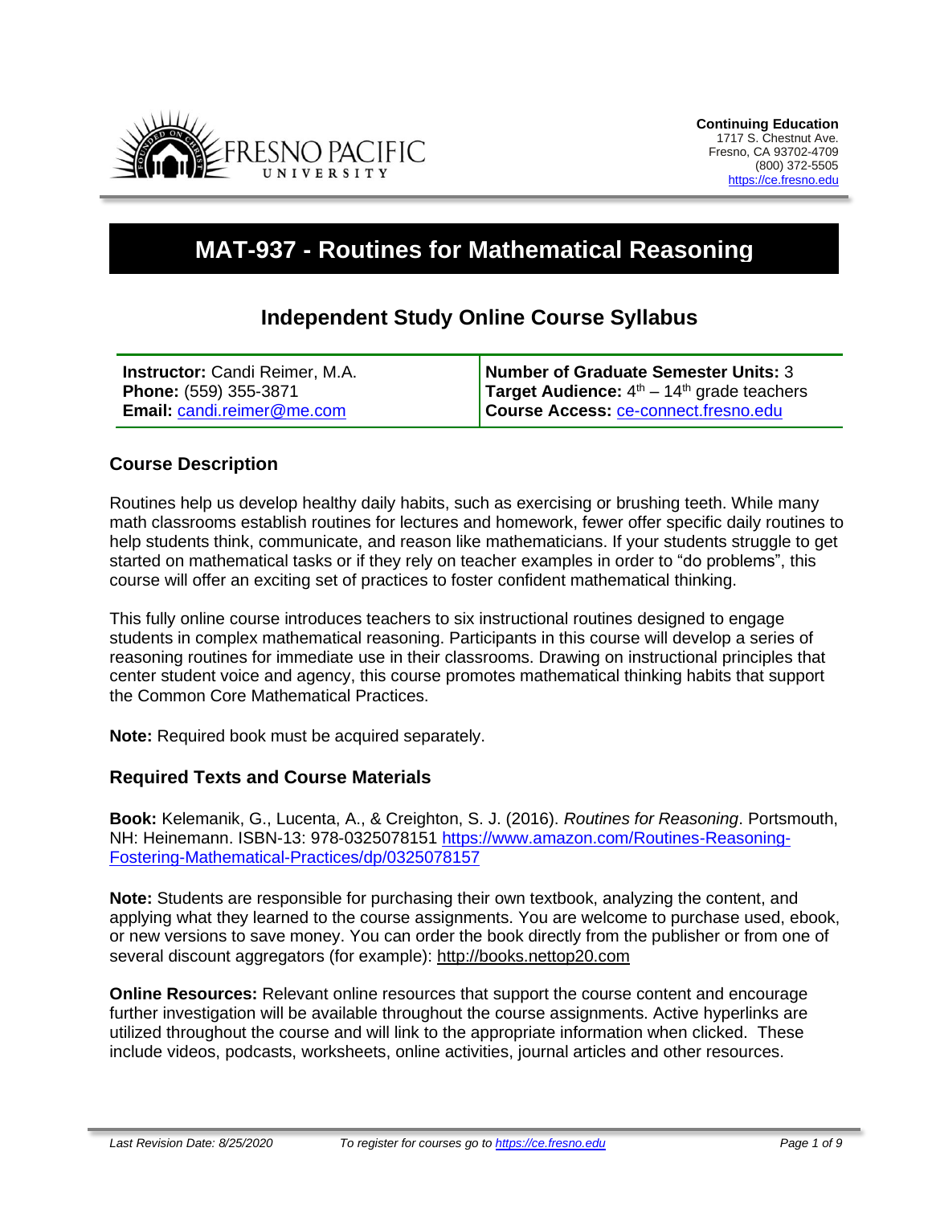**Continuing Education**
1717 S. Chestnut Ave.
Fresno, CA 93702-4709
(800) 372-5505
https://ce.fresno.edu

# MAT-937 - Routines for Mathematical Reasoning

## Independent Study Online Course Syllabus

| | |
|---|---|
| **Instructor:** Candi Reimer, M.A.<br>**Phone:** (559) 355-3871<br>**Email:** candi.reimer@me.com | **Number of Graduate Semester Units:** 3<br>**Target Audience:** 4th – 14th grade teachers<br>**Course Access:** ce-connect.fresno.edu |

### Course Description

Routines help us develop healthy daily habits, such as exercising or brushing teeth. While many math classrooms establish routines for lectures and homework, fewer offer specific daily routines to help students think, communicate, and reason like mathematicians. If your students struggle to get started on mathematical tasks or if they rely on teacher examples in order to "do problems", this course will offer an exciting set of practices to foster confident mathematical thinking.

This fully online course introduces teachers to six instructional routines designed to engage students in complex mathematical reasoning. Participants in this course will develop a series of reasoning routines for immediate use in their classrooms. Drawing on instructional principles that center student voice and agency, this course promotes mathematical thinking habits that support the Common Core Mathematical Practices.

**Note:** Required book must be acquired separately.

### Required Texts and Course Materials

**Book:** Kelemanik, G., Lucenta, A., & Creighton, S. J. (2016). *Routines for Reasoning*. Portsmouth, NH: Heinemann. ISBN-13: 978-0325078151 https://www.amazon.com/Routines-Reasoning-Fostering-Mathematical-Practices/dp/0325078157

**Note:** Students are responsible for purchasing their own textbook, analyzing the content, and applying what they learned to the course assignments. You are welcome to purchase used, ebook, or new versions to save money. You can order the book directly from the publisher or from one of several discount aggregators (for example): http://books.nettop20.com

**Online Resources:** Relevant online resources that support the course content and encourage further investigation will be available throughout the course assignments. Active hyperlinks are utilized throughout the course and will link to the appropriate information when clicked. These include videos, podcasts, worksheets, online activities, journal articles and other resources.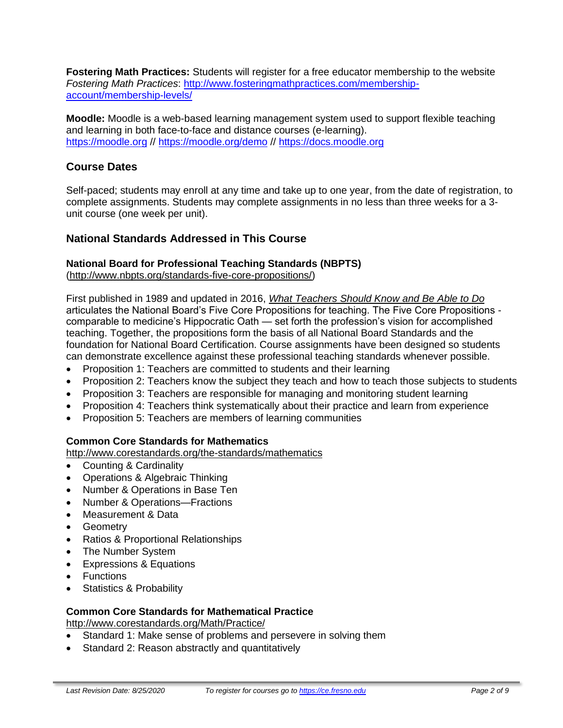**Fostering Math Practices:** Students will register for a free educator membership to the website *Fostering Math Practices*: [http://www.fosteringmathpractices.com/membership-account/membership-levels/](http://www.fosteringmathpractices.com/membership-account/membership-levels/)

**Moodle:** Moodle is a web-based learning management system used to support flexible teaching and learning in both face-to-face and distance courses (e-learning). [https://moodle.org](https://moodle.org) // [https://moodle.org/demo](https://moodle.org/demo) // [https://docs.moodle.org](https://docs.moodle.org)

## Course Dates

Self-paced; students may enroll at any time and take up to one year, from the date of registration, to complete assignments. Students may complete assignments in no less than three weeks for a 3-unit course (one week per unit).

## National Standards Addressed in This Course

### National Board for Professional Teaching Standards (NBPTS)

(http://www.nbpts.org/standards-five-core-propositions/)

First published in 1989 and updated in 2016, *What Teachers Should Know and Be Able to Do* articulates the National Board's Five Core Propositions for teaching. The Five Core Propositions - comparable to medicine's Hippocratic Oath — set forth the profession's vision for accomplished teaching. Together, the propositions form the basis of all National Board Standards and the foundation for National Board Certification. Course assignments have been designed so students can demonstrate excellence against these professional teaching standards whenever possible.

- Proposition 1: Teachers are committed to students and their learning
- Proposition 2: Teachers know the subject they teach and how to teach those subjects to students
- Proposition 3: Teachers are responsible for managing and monitoring student learning
- Proposition 4: Teachers think systematically about their practice and learn from experience
- Proposition 5: Teachers are members of learning communities

### Common Core Standards for Mathematics

http://www.corestandards.org/the-standards/mathematics

- Counting & Cardinality
- Operations & Algebraic Thinking
- Number & Operations in Base Ten
- Number & Operations—Fractions
- Measurement & Data
- Geometry
- Ratios & Proportional Relationships
- The Number System
- Expressions & Equations
- Functions
- Statistics & Probability

### Common Core Standards for Mathematical Practice

http://www.corestandards.org/Math/Practice/

- Standard 1: Make sense of problems and persevere in solving them
- Standard 2: Reason abstractly and quantitatively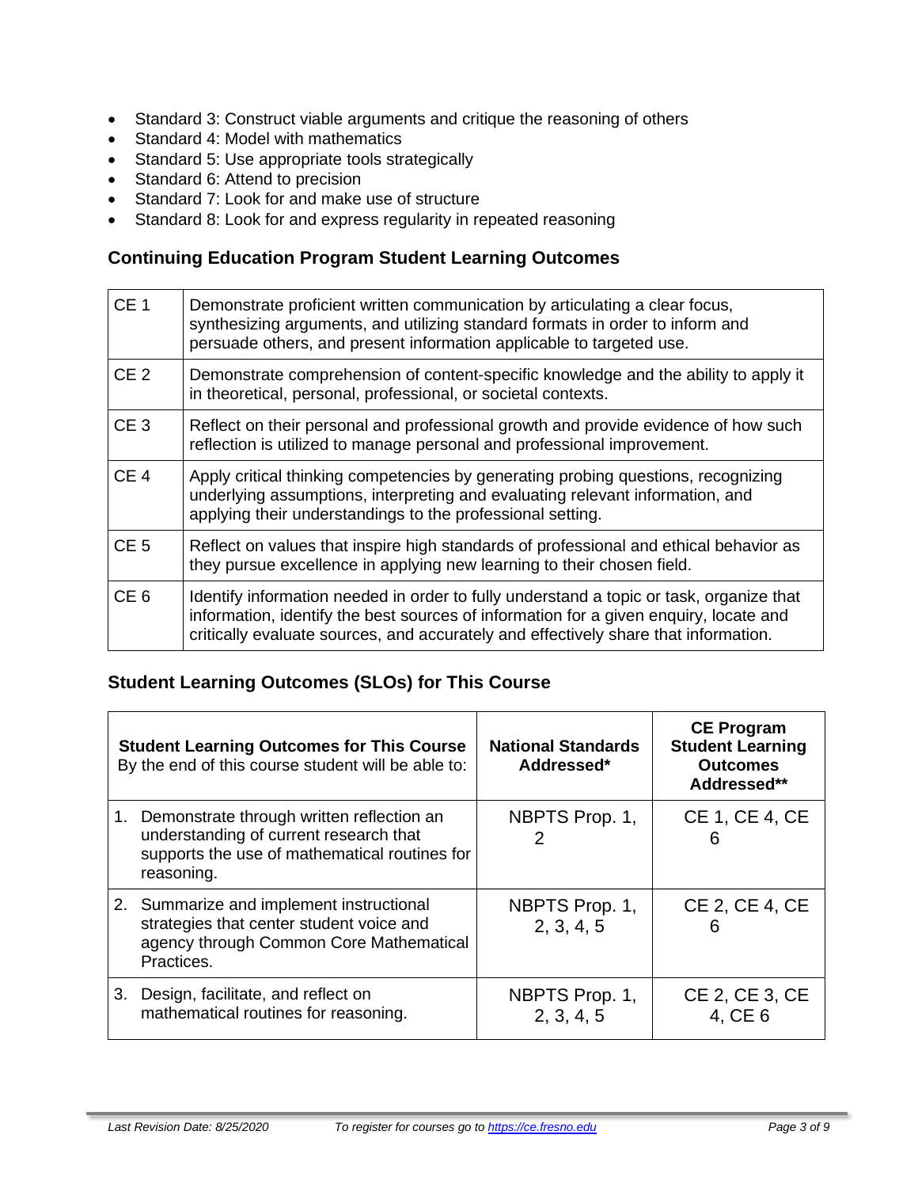- Standard 3: Construct viable arguments and critique the reasoning of others
- Standard 4: Model with mathematics
- Standard 5: Use appropriate tools strategically
- Standard 6: Attend to precision
- Standard 7: Look for and make use of structure
- Standard 8: Look for and express regularity in repeated reasoning

## Continuing Education Program Student Learning Outcomes

| | |
|---|---|
| CE 1 | Demonstrate proficient written communication by articulating a clear focus, synthesizing arguments, and utilizing standard formats in order to inform and persuade others, and present information applicable to targeted use. |
| CE 2 | Demonstrate comprehension of content-specific knowledge and the ability to apply it in theoretical, personal, professional, or societal contexts. |
| CE 3 | Reflect on their personal and professional growth and provide evidence of how such reflection is utilized to manage personal and professional improvement. |
| CE 4 | Apply critical thinking competencies by generating probing questions, recognizing underlying assumptions, interpreting and evaluating relevant information, and applying their understandings to the professional setting. |
| CE 5 | Reflect on values that inspire high standards of professional and ethical behavior as they pursue excellence in applying new learning to their chosen field. |
| CE 6 | Identify information needed in order to fully understand a topic or task, organize that information, identify the best sources of information for a given enquiry, locate and critically evaluate sources, and accurately and effectively share that information. |

## Student Learning Outcomes (SLOs) for This Course

| **Student Learning Outcomes for This Course** By the end of this course student will be able to: | **National Standards Addressed*** | **CE Program Student Learning Outcomes Addressed**** |
|---|---|---|
| 1. Demonstrate through written reflection an understanding of current research that supports the use of mathematical routines for reasoning. | NBPTS Prop. 1, 2 | CE 1, CE 4, CE 6 |
| 2. Summarize and implement instructional strategies that center student voice and agency through Common Core Mathematical Practices. | NBPTS Prop. 1, 2, 3, 4, 5 | CE 2, CE 4, CE 6 |
| 3. Design, facilitate, and reflect on mathematical routines for reasoning. | NBPTS Prop. 1, 2, 3, 4, 5 | CE 2, CE 3, CE 4, CE 6 |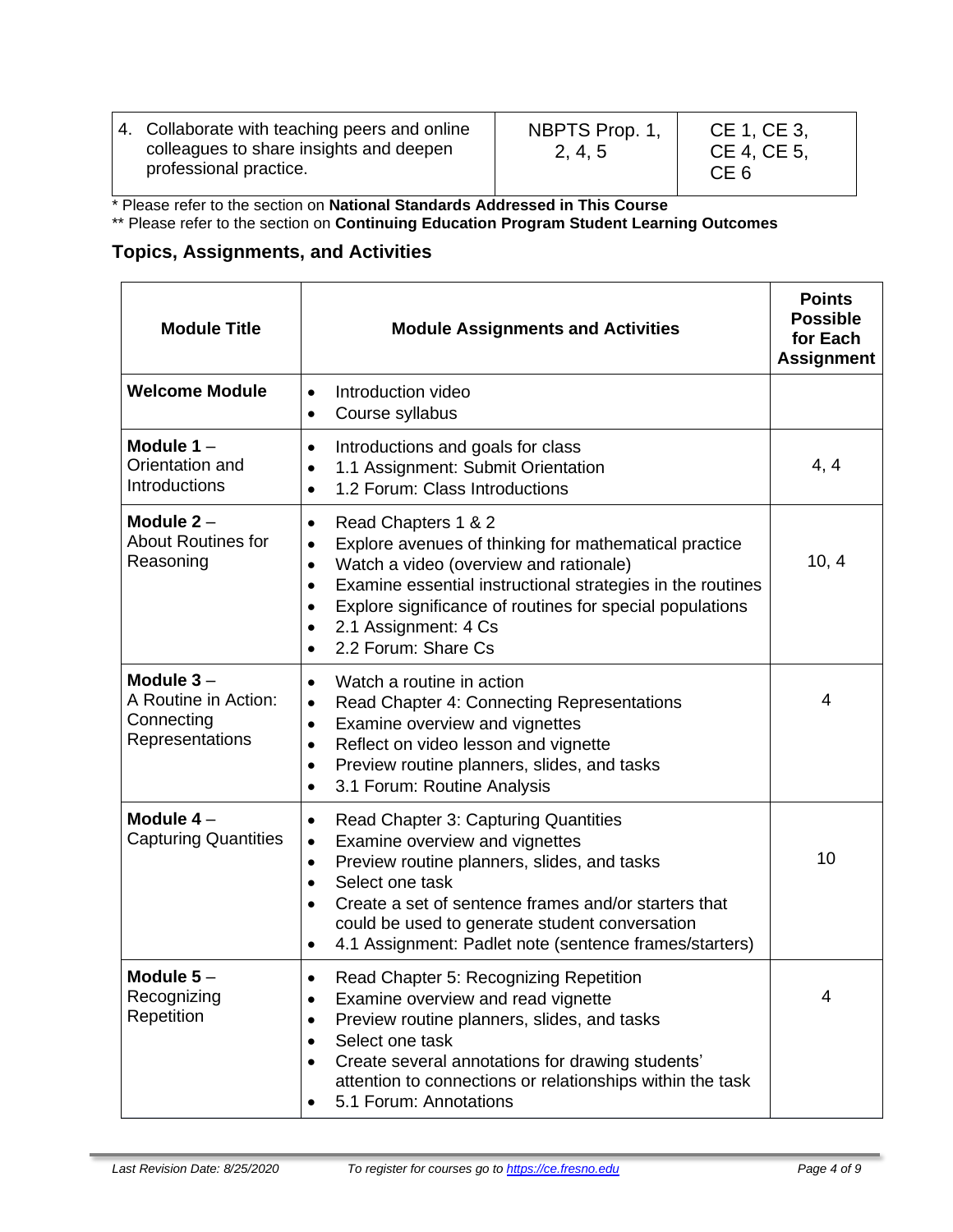| 4. Collaborate with teaching peers and online colleagues to share insights and deepen professional practice. | NBPTS Prop. 1, 2, 4, 5 | CE 1, CE 3, CE 4, CE 5, CE 6 |
|---|---|---|

\* Please refer to the section on **National Standards Addressed in This Course**

\*\* Please refer to the section on **Continuing Education Program Student Learning Outcomes**

## Topics, Assignments, and Activities

| Module Title | Module Assignments and Activities | Points Possible for Each Assignment |
|---|---|---|
| **Welcome Module** | • Introduction video<br>• Course syllabus | |
| **Module 1** – Orientation and Introductions | • Introductions and goals for class<br>• 1.1 Assignment: Submit Orientation<br>• 1.2 Forum: Class Introductions | 4, 4 |
| **Module 2** – About Routines for Reasoning | • Read Chapters 1 & 2<br>• Explore avenues of thinking for mathematical practice<br>• Watch a video (overview and rationale)<br>• Examine essential instructional strategies in the routines<br>• Explore significance of routines for special populations<br>• 2.1 Assignment: 4 Cs<br>• 2.2 Forum: Share Cs | 10, 4 |
| **Module 3** – A Routine in Action: Connecting Representations | • Watch a routine in action<br>• Read Chapter 4: Connecting Representations<br>• Examine overview and vignettes<br>• Reflect on video lesson and vignette<br>• Preview routine planners, slides, and tasks<br>• 3.1 Forum: Routine Analysis | 4 |
| **Module 4** – Capturing Quantities | • Read Chapter 3: Capturing Quantities<br>• Examine overview and vignettes<br>• Preview routine planners, slides, and tasks<br>• Select one task<br>• Create a set of sentence frames and/or starters that could be used to generate student conversation<br>• 4.1 Assignment: Padlet note (sentence frames/starters) | 10 |
| **Module 5** – Recognizing Repetition | • Read Chapter 5: Recognizing Repetition<br>• Examine overview and read vignette<br>• Preview routine planners, slides, and tasks<br>• Select one task<br>• Create several annotations for drawing students' attention to connections or relationships within the task<br>• 5.1 Forum: Annotations | 4 |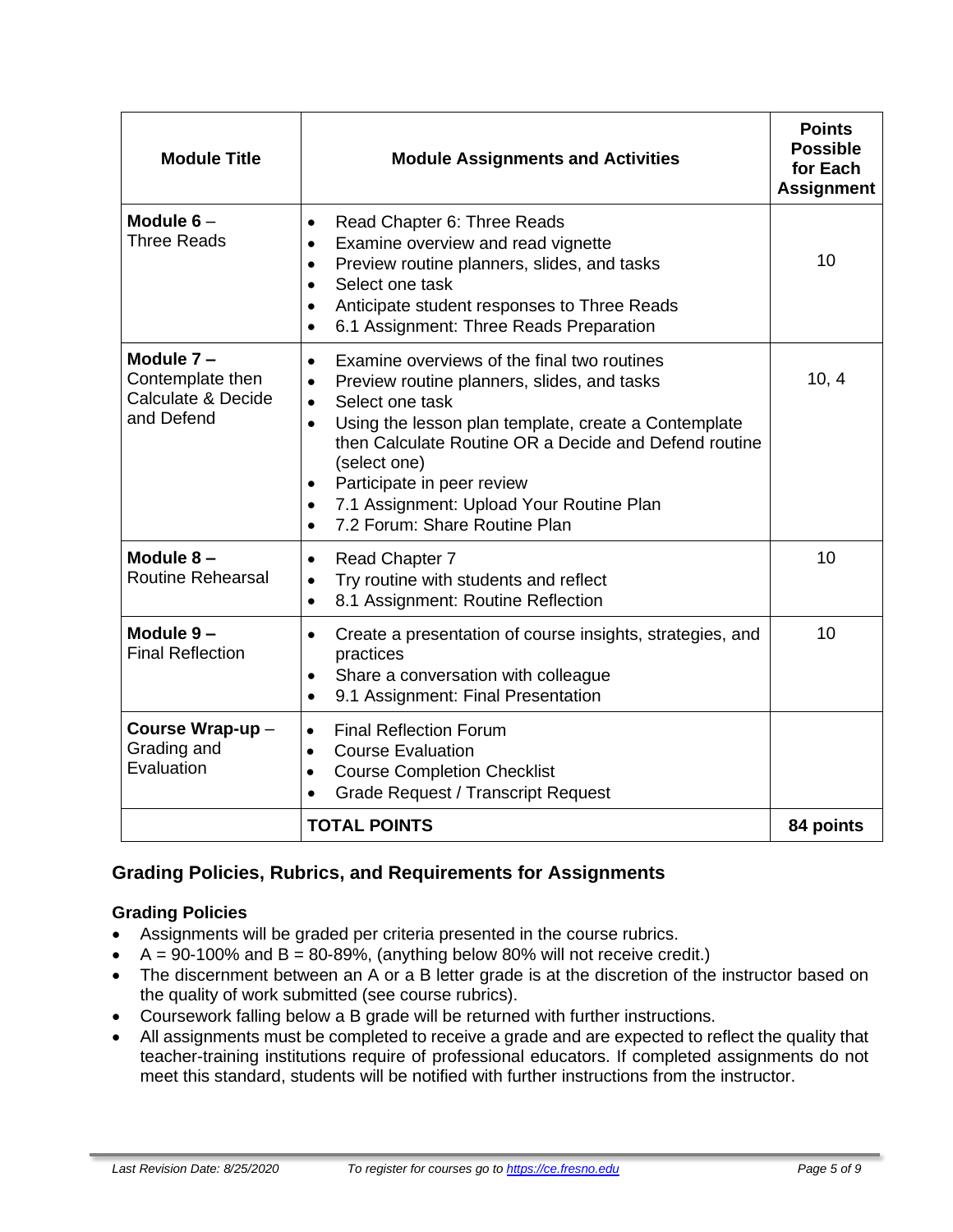| Module Title | Module Assignments and Activities | Points Possible for Each Assignment |
|---|---|---|
| **Module 6** – Three Reads | • Read Chapter 6: Three Reads<br>• Examine overview and read vignette<br>• Preview routine planners, slides, and tasks<br>• Select one task<br>• Anticipate student responses to Three Reads<br>• 6.1 Assignment: Three Reads Preparation | 10 |
| **Module 7 –** Contemplate then Calculate & Decide and Defend | • Examine overviews of the final two routines<br>• Preview routine planners, slides, and tasks<br>• Select one task<br>• Using the lesson plan template, create a Contemplate then Calculate Routine OR a Decide and Defend routine (select one)<br>• Participate in peer review<br>• 7.1 Assignment: Upload Your Routine Plan<br>• 7.2 Forum: Share Routine Plan | 10, 4 |
| **Module 8 –** Routine Rehearsal | • Read Chapter 7<br>• Try routine with students and reflect<br>• 8.1 Assignment: Routine Reflection | 10 |
| **Module 9 –** Final Reflection | • Create a presentation of course insights, strategies, and practices<br>• Share a conversation with colleague<br>• 9.1 Assignment: Final Presentation | 10 |
| **Course Wrap-up** – Grading and Evaluation | • Final Reflection Forum<br>• Course Evaluation<br>• Course Completion Checklist<br>• Grade Request / Transcript Request | |
| | **TOTAL POINTS** | **84 points** |

## Grading Policies, Rubrics, and Requirements for Assignments

### Grading Policies

- Assignments will be graded per criteria presented in the course rubrics.
- A = 90-100% and B = 80-89%, (anything below 80% will not receive credit.)
- The discernment between an A or a B letter grade is at the discretion of the instructor based on the quality of work submitted (see course rubrics).
- Coursework falling below a B grade will be returned with further instructions.
- All assignments must be completed to receive a grade and are expected to reflect the quality that teacher-training institutions require of professional educators. If completed assignments do not meet this standard, students will be notified with further instructions from the instructor.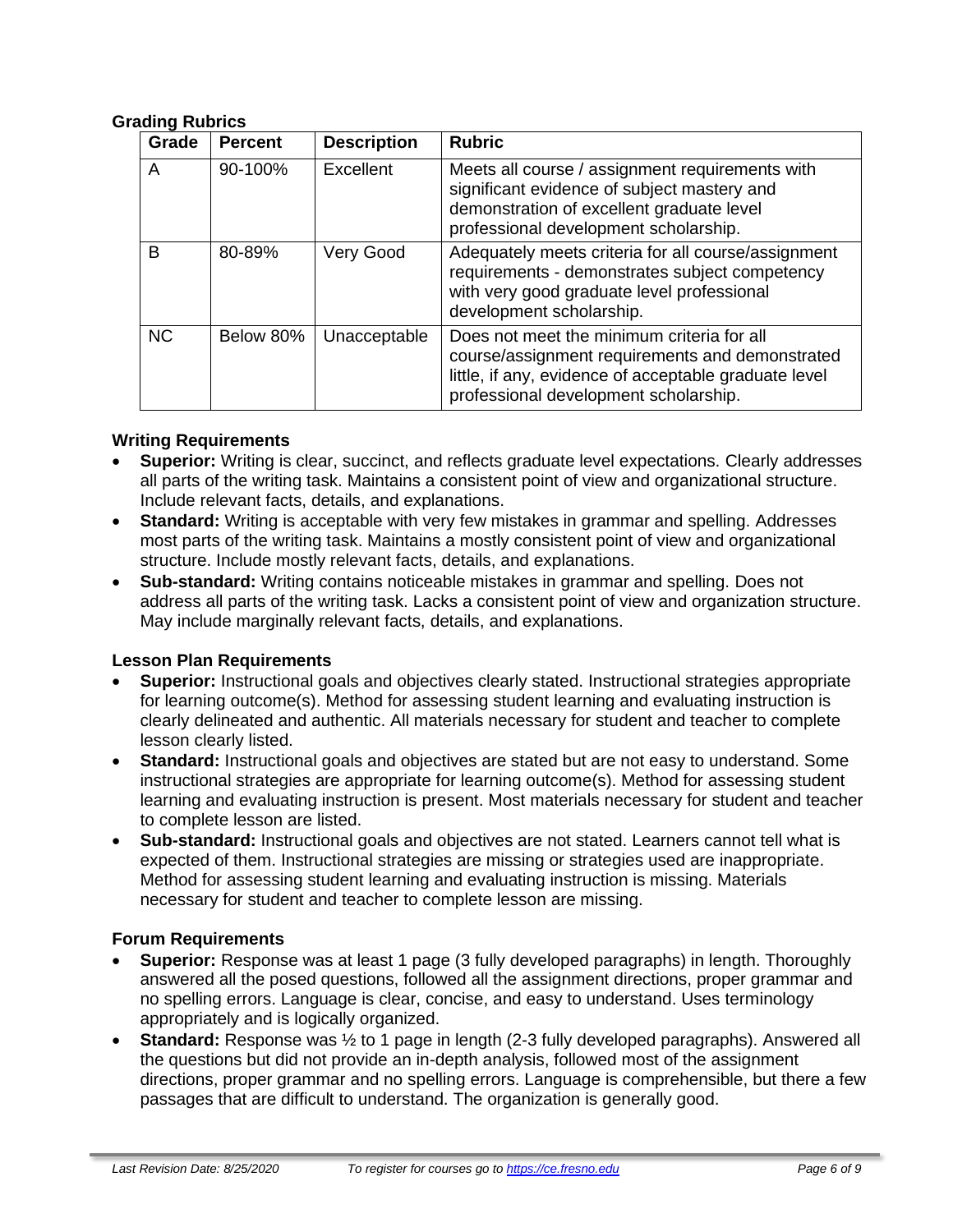### Grading Rubrics

| Grade | Percent | Description | Rubric |
|---|---|---|---|
| A | 90-100% | Excellent | Meets all course / assignment requirements with significant evidence of subject mastery and demonstration of excellent graduate level professional development scholarship. |
| B | 80-89% | Very Good | Adequately meets criteria for all course/assignment requirements - demonstrates subject competency with very good graduate level professional development scholarship. |
| NC | Below 80% | Unacceptable | Does not meet the minimum criteria for all course/assignment requirements and demonstrated little, if any, evidence of acceptable graduate level professional development scholarship. |

### Writing Requirements

- **Superior:** Writing is clear, succinct, and reflects graduate level expectations. Clearly addresses all parts of the writing task. Maintains a consistent point of view and organizational structure. Include relevant facts, details, and explanations.
- **Standard:** Writing is acceptable with very few mistakes in grammar and spelling. Addresses most parts of the writing task. Maintains a mostly consistent point of view and organizational structure. Include mostly relevant facts, details, and explanations.
- **Sub-standard:** Writing contains noticeable mistakes in grammar and spelling. Does not address all parts of the writing task. Lacks a consistent point of view and organization structure. May include marginally relevant facts, details, and explanations.

### Lesson Plan Requirements

- **Superior:** Instructional goals and objectives clearly stated. Instructional strategies appropriate for learning outcome(s). Method for assessing student learning and evaluating instruction is clearly delineated and authentic. All materials necessary for student and teacher to complete lesson clearly listed.
- **Standard:** Instructional goals and objectives are stated but are not easy to understand. Some instructional strategies are appropriate for learning outcome(s). Method for assessing student learning and evaluating instruction is present. Most materials necessary for student and teacher to complete lesson are listed.
- **Sub-standard:** Instructional goals and objectives are not stated. Learners cannot tell what is expected of them. Instructional strategies are missing or strategies used are inappropriate. Method for assessing student learning and evaluating instruction is missing. Materials necessary for student and teacher to complete lesson are missing.

### Forum Requirements

- **Superior:** Response was at least 1 page (3 fully developed paragraphs) in length. Thoroughly answered all the posed questions, followed all the assignment directions, proper grammar and no spelling errors. Language is clear, concise, and easy to understand. Uses terminology appropriately and is logically organized.
- **Standard:** Response was ½ to 1 page in length (2-3 fully developed paragraphs). Answered all the questions but did not provide an in-depth analysis, followed most of the assignment directions, proper grammar and no spelling errors. Language is comprehensible, but there a few passages that are difficult to understand. The organization is generally good.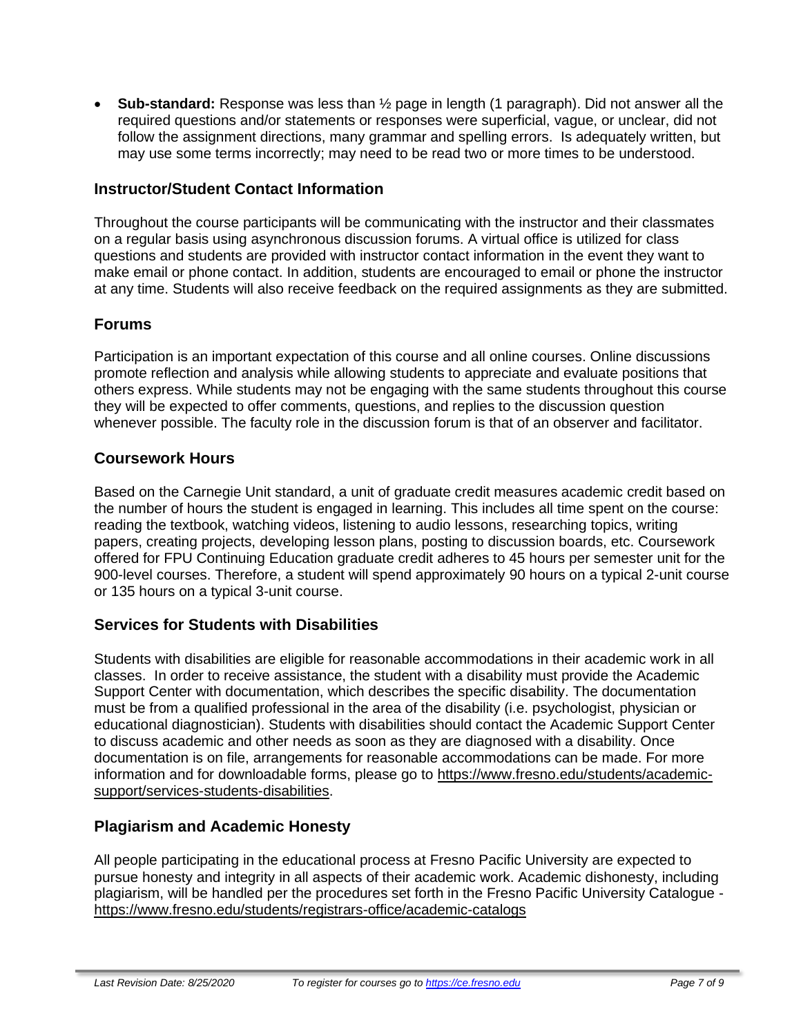- **Sub-standard:** Response was less than ½ page in length (1 paragraph). Did not answer all the required questions and/or statements or responses were superficial, vague, or unclear, did not follow the assignment directions, many grammar and spelling errors. Is adequately written, but may use some terms incorrectly; may need to be read two or more times to be understood.

## Instructor/Student Contact Information

Throughout the course participants will be communicating with the instructor and their classmates on a regular basis using asynchronous discussion forums. A virtual office is utilized for class questions and students are provided with instructor contact information in the event they want to make email or phone contact. In addition, students are encouraged to email or phone the instructor at any time. Students will also receive feedback on the required assignments as they are submitted.

## Forums

Participation is an important expectation of this course and all online courses. Online discussions promote reflection and analysis while allowing students to appreciate and evaluate positions that others express. While students may not be engaging with the same students throughout this course they will be expected to offer comments, questions, and replies to the discussion question whenever possible. The faculty role in the discussion forum is that of an observer and facilitator.

## Coursework Hours

Based on the Carnegie Unit standard, a unit of graduate credit measures academic credit based on the number of hours the student is engaged in learning. This includes all time spent on the course: reading the textbook, watching videos, listening to audio lessons, researching topics, writing papers, creating projects, developing lesson plans, posting to discussion boards, etc. Coursework offered for FPU Continuing Education graduate credit adheres to 45 hours per semester unit for the 900-level courses. Therefore, a student will spend approximately 90 hours on a typical 2-unit course or 135 hours on a typical 3-unit course.

## Services for Students with Disabilities

Students with disabilities are eligible for reasonable accommodations in their academic work in all classes. In order to receive assistance, the student with a disability must provide the Academic Support Center with documentation, which describes the specific disability. The documentation must be from a qualified professional in the area of the disability (i.e. psychologist, physician or educational diagnostician). Students with disabilities should contact the Academic Support Center to discuss academic and other needs as soon as they are diagnosed with a disability. Once documentation is on file, arrangements for reasonable accommodations can be made. For more information and for downloadable forms, please go to https://www.fresno.edu/students/academic-support/services-students-disabilities.

## Plagiarism and Academic Honesty

All people participating in the educational process at Fresno Pacific University are expected to pursue honesty and integrity in all aspects of their academic work. Academic dishonesty, including plagiarism, will be handled per the procedures set forth in the Fresno Pacific University Catalogue - https://www.fresno.edu/students/registrars-office/academic-catalogs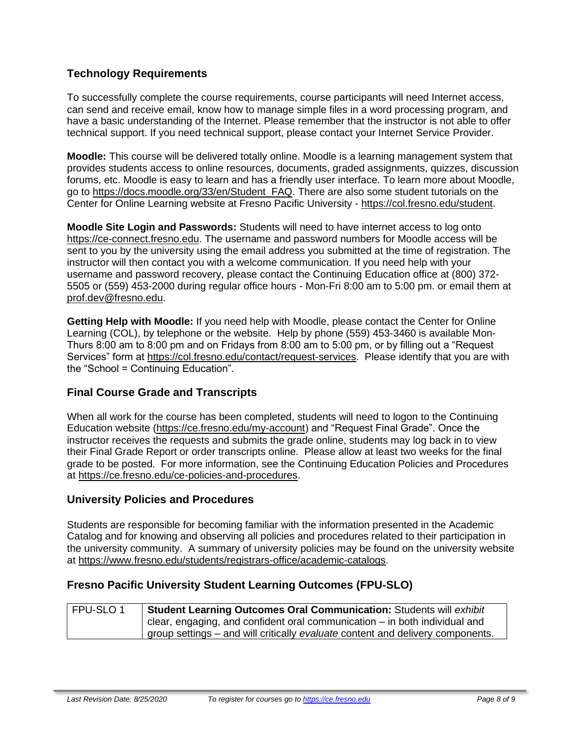## Technology Requirements

To successfully complete the course requirements, course participants will need Internet access, can send and receive email, know how to manage simple files in a word processing program, and have a basic understanding of the Internet. Please remember that the instructor is not able to offer technical support. If you need technical support, please contact your Internet Service Provider.

**Moodle:** This course will be delivered totally online. Moodle is a learning management system that provides students access to online resources, documents, graded assignments, quizzes, discussion forums, etc. Moodle is easy to learn and has a friendly user interface. To learn more about Moodle, go to https://docs.moodle.org/33/en/Student_FAQ. There are also some student tutorials on the Center for Online Learning website at Fresno Pacific University - https://col.fresno.edu/student.

**Moodle Site Login and Passwords:** Students will need to have internet access to log onto https://ce-connect.fresno.edu. The username and password numbers for Moodle access will be sent to you by the university using the email address you submitted at the time of registration. The instructor will then contact you with a welcome communication. If you need help with your username and password recovery, please contact the Continuing Education office at (800) 372-5505 or (559) 453-2000 during regular office hours - Mon-Fri 8:00 am to 5:00 pm. or email them at prof.dev@fresno.edu.

**Getting Help with Moodle:** If you need help with Moodle, please contact the Center for Online Learning (COL), by telephone or the website. Help by phone (559) 453-3460 is available Mon-Thurs 8:00 am to 8:00 pm and on Fridays from 8:00 am to 5:00 pm, or by filling out a "Request Services" form at https://col.fresno.edu/contact/request-services. Please identify that you are with the "School = Continuing Education".

## Final Course Grade and Transcripts

When all work for the course has been completed, students will need to logon to the Continuing Education website (https://ce.fresno.edu/my-account) and "Request Final Grade". Once the instructor receives the requests and submits the grade online, students may log back in to view their Final Grade Report or order transcripts online. Please allow at least two weeks for the final grade to be posted. For more information, see the Continuing Education Policies and Procedures at https://ce.fresno.edu/ce-policies-and-procedures.

## University Policies and Procedures

Students are responsible for becoming familiar with the information presented in the Academic Catalog and for knowing and observing all policies and procedures related to their participation in the university community. A summary of university policies may be found on the university website at https://www.fresno.edu/students/registrars-office/academic-catalogs.

## Fresno Pacific University Student Learning Outcomes (FPU-SLO)

| FPU-SLO 1 | **Student Learning Outcomes Oral Communication:** Students will *exhibit* clear, engaging, and confident oral communication – in both individual and group settings – and will critically *evaluate* content and delivery components. |
|---|---|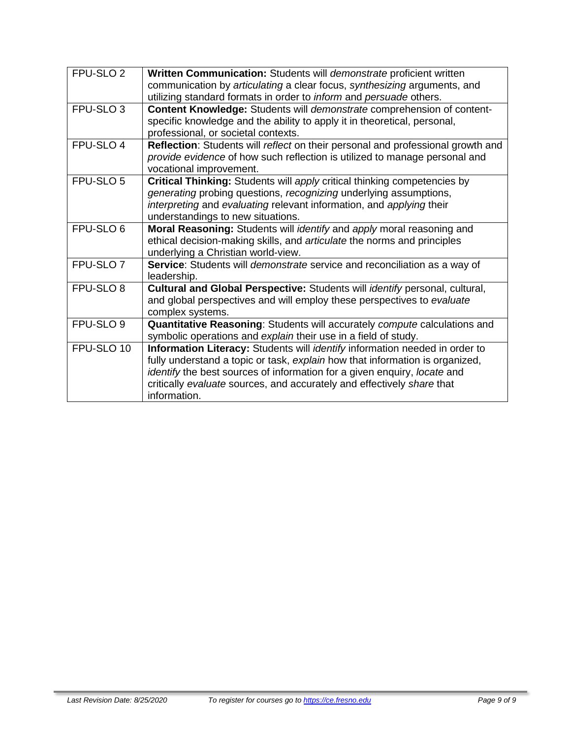| | |
|---|---|
| FPU-SLO 2 | **Written Communication:** Students will *demonstrate* proficient written communication by *articulating* a clear focus, *synthesizing* arguments, and utilizing standard formats in order to *inform* and *persuade* others. |
| FPU-SLO 3 | **Content Knowledge:** Students will *demonstrate* comprehension of content-specific knowledge and the ability to apply it in theoretical, personal, professional, or societal contexts. |
| FPU-SLO 4 | **Reflection**: Students will *reflect* on their personal and professional growth and *provide evidence* of how such reflection is utilized to manage personal and vocational improvement. |
| FPU-SLO 5 | **Critical Thinking:** Students will *apply* critical thinking competencies by *generating* probing questions, *recognizing* underlying assumptions, *interpreting* and *evaluating* relevant information, and *applying* their understandings to new situations. |
| FPU-SLO 6 | **Moral Reasoning:** Students will *identify* and *apply* moral reasoning and ethical decision-making skills, and *articulate* the norms and principles underlying a Christian world-view. |
| FPU-SLO 7 | **Service**: Students will *demonstrate* service and reconciliation as a way of leadership. |
| FPU-SLO 8 | **Cultural and Global Perspective:** Students will *identify* personal, cultural, and global perspectives and will employ these perspectives to *evaluate* complex systems. |
| FPU-SLO 9 | **Quantitative Reasoning**: Students will accurately *compute* calculations and symbolic operations and *explain* their use in a field of study. |
| FPU-SLO 10 | **Information Literacy:** Students will *identify* information needed in order to fully understand a topic or task, *explain* how that information is organized, *identify* the best sources of information for a given enquiry, *locate* and critically *evaluate* sources, and accurately and effectively *share* that information. |